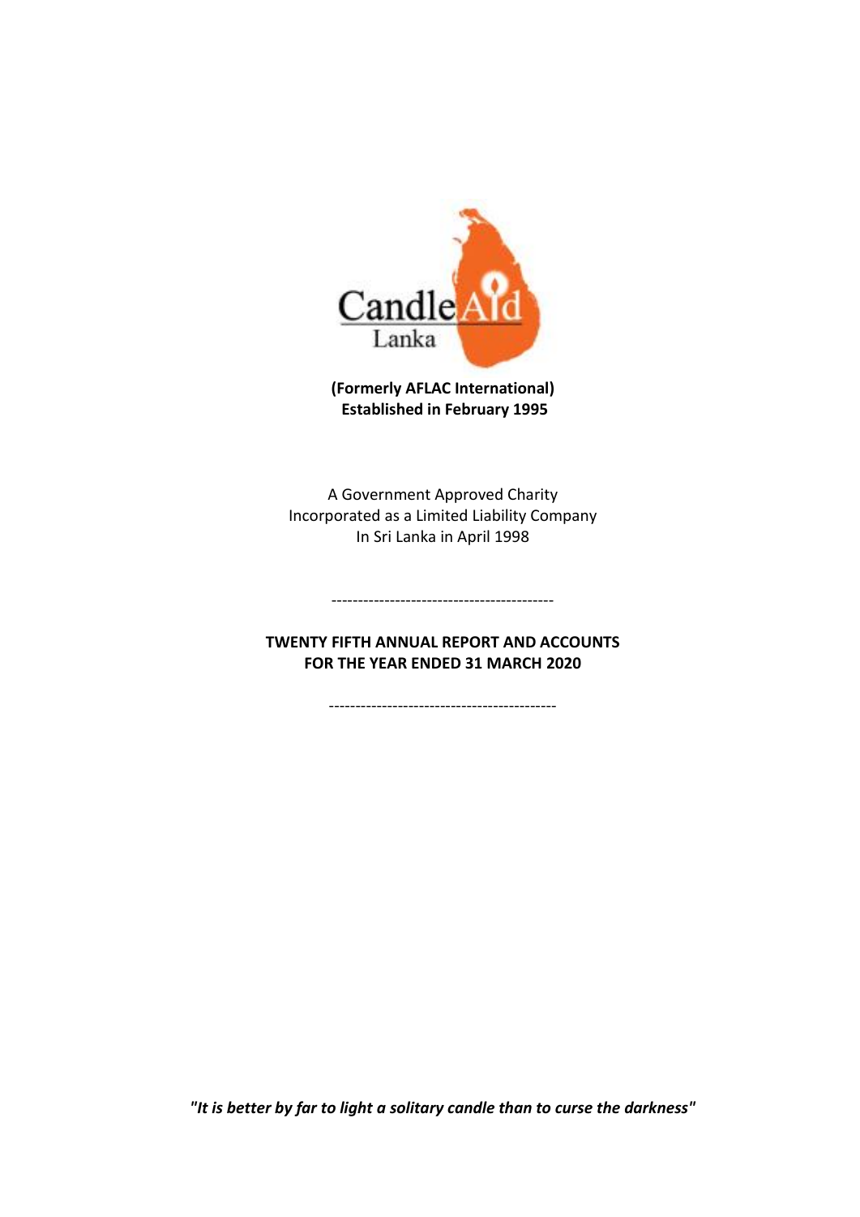Candle Aid

Lanka

**(Formerly AFLAC International)**
**Established in February 1995**

A Government Approved Charity
Incorporated as a Limited Liability Company
In Sri Lanka in April 1998

------------------------------------------

**TWENTY FIFTH ANNUAL REPORT AND ACCOUNTS**
**FOR THE YEAR ENDED 31 MARCH 2020**

------------------------------------------

***"It is better by far to light a solitary candle than to curse the darkness"***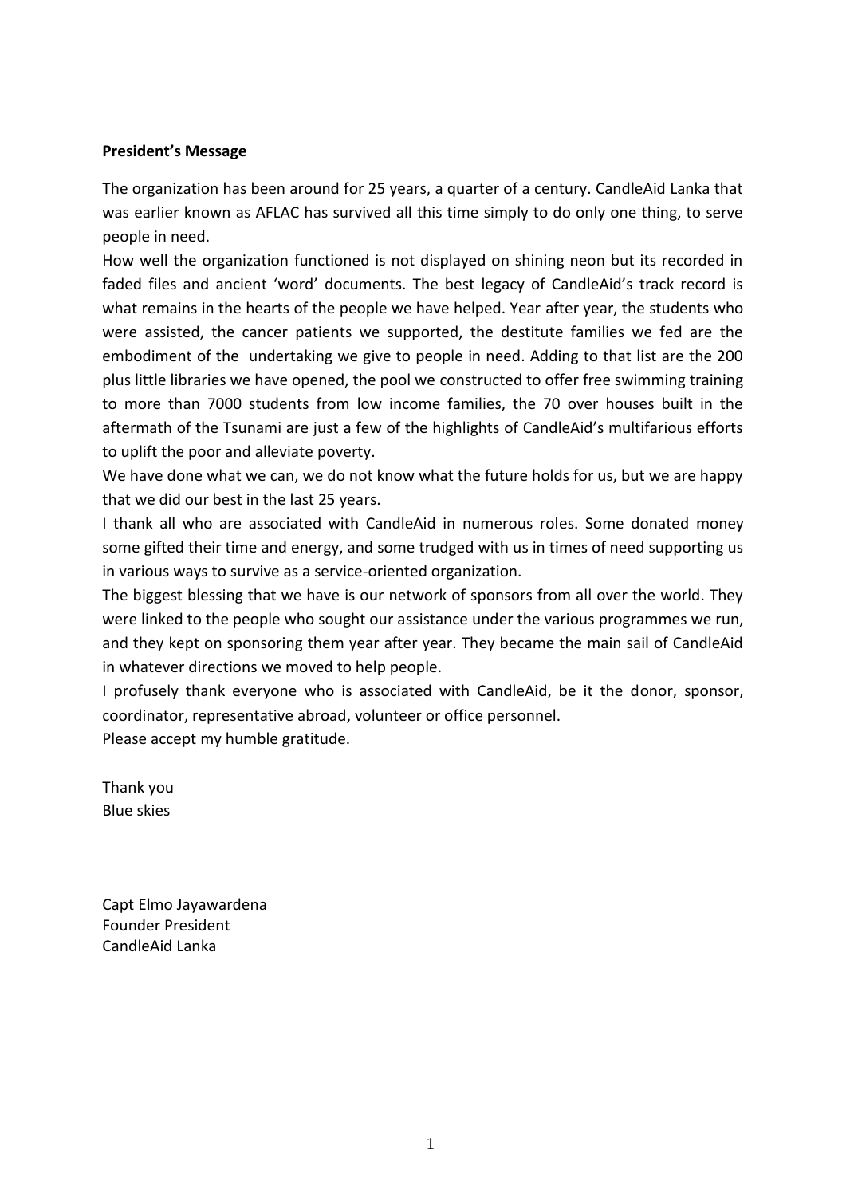**President's Message**

The organization has been around for 25 years, a quarter of a century. CandleAid Lanka that was earlier known as AFLAC has survived all this time simply to do only one thing, to serve people in need.

How well the organization functioned is not displayed on shining neon but its recorded in faded files and ancient 'word' documents. The best legacy of CandleAid's track record is what remains in the hearts of the people we have helped. Year after year, the students who were assisted, the cancer patients we supported, the destitute families we fed are the embodiment of the undertaking we give to people in need. Adding to that list are the 200 plus little libraries we have opened, the pool we constructed to offer free swimming training to more than 7000 students from low income families, the 70 over houses built in the aftermath of the Tsunami are just a few of the highlights of CandleAid's multifarious efforts to uplift the poor and alleviate poverty.

We have done what we can, we do not know what the future holds for us, but we are happy that we did our best in the last 25 years.

I thank all who are associated with CandleAid in numerous roles. Some donated money some gifted their time and energy, and some trudged with us in times of need supporting us in various ways to survive as a service-oriented organization.

The biggest blessing that we have is our network of sponsors from all over the world. They were linked to the people who sought our assistance under the various programmes we run, and they kept on sponsoring them year after year. They became the main sail of CandleAid in whatever directions we moved to help people.

I profusely thank everyone who is associated with CandleAid, be it the donor, sponsor, coordinator, representative abroad, volunteer or office personnel.

Please accept my humble gratitude.

Thank you
Blue skies

Capt Elmo Jayawardena
Founder President
CandleAid Lanka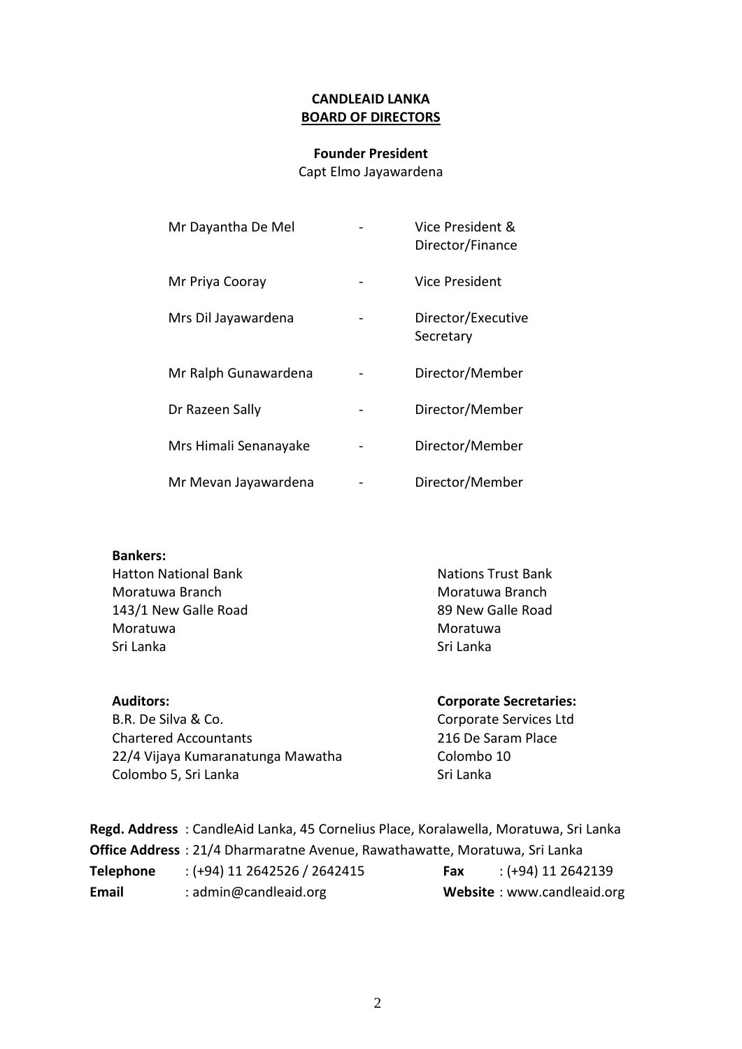# CANDLEAID LANKA

## BOARD OF DIRECTORS

**Founder President**

Capt Elmo Jayawardena

| | | |
|---|---|---|
| Mr Dayantha De Mel | - | Vice President & Director/Finance |
| Mr Priya Cooray | - | Vice President |
| Mrs Dil Jayawardena | - | Director/Executive Secretary |
| Mr Ralph Gunawardena | - | Director/Member |
| Dr Razeen Sally | - | Director/Member |
| Mrs Himali Senanayake | - | Director/Member |
| Mr Mevan Jayawardena | - | Director/Member |

**Bankers:**

Hatton National Bank
Moratuwa Branch
143/1 New Galle Road
Moratuwa
Sri Lanka

Nations Trust Bank
Moratuwa Branch
89 New Galle Road
Moratuwa
Sri Lanka

**Auditors:**

B.R. De Silva & Co.
Chartered Accountants
22/4 Vijaya Kumaranatunga Mawatha
Colombo 5, Sri Lanka

**Corporate Secretaries:**

Corporate Services Ltd
216 De Saram Place
Colombo 10
Sri Lanka

**Regd. Address** : CandleAid Lanka, 45 Cornelius Place, Koralawella, Moratuwa, Sri Lanka

**Office Address** : 21/4 Dharmaratne Avenue, Rawathawatte, Moratuwa, Sri Lanka

**Telephone** : (+94) 11 2642526 / 2642415 **Fax** : (+94) 11 2642139

**Email** : admin@candleaid.org **Website** : www.candleaid.org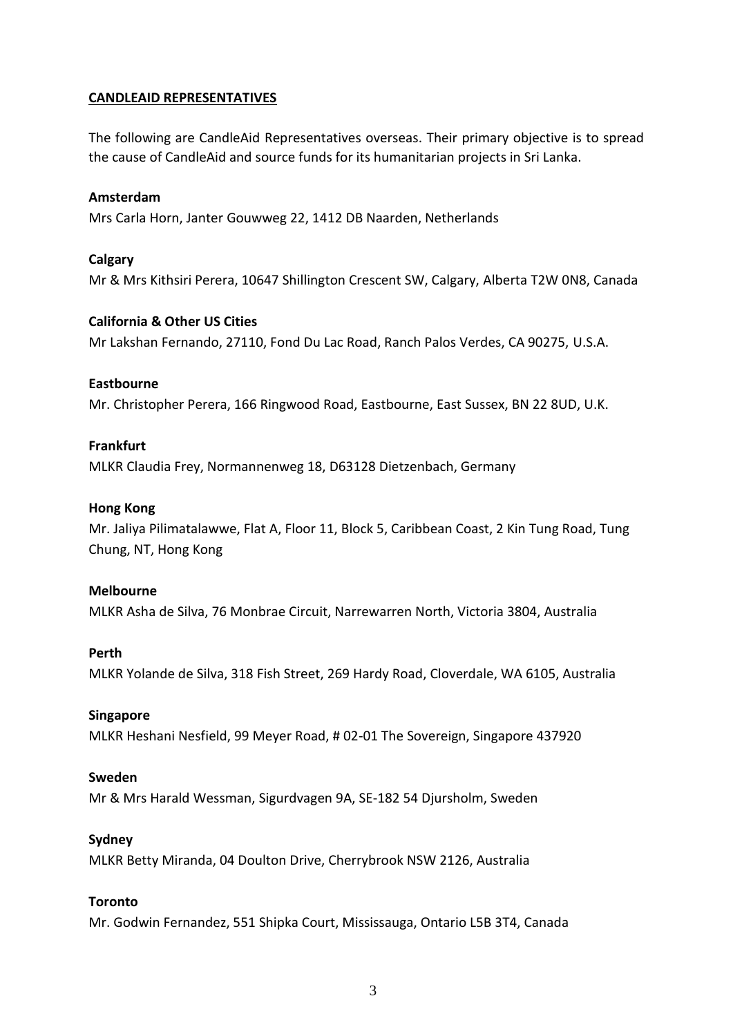## CANDLEAID REPRESENTATIVES

The following are CandleAid Representatives overseas. Their primary objective is to spread the cause of CandleAid and source funds for its humanitarian projects in Sri Lanka.

**Amsterdam**

Mrs Carla Horn, Janter Gouwweg 22, 1412 DB Naarden, Netherlands

**Calgary**

Mr & Mrs Kithsiri Perera, 10647 Shillington Crescent SW, Calgary, Alberta T2W 0N8, Canada

**California & Other US Cities**

Mr Lakshan Fernando, 27110, Fond Du Lac Road, Ranch Palos Verdes, CA 90275, U.S.A.

**Eastbourne**

Mr. Christopher Perera, 166 Ringwood Road, Eastbourne, East Sussex, BN 22 8UD, U.K.

**Frankfurt**

MLKR Claudia Frey, Normannenweg 18, D63128 Dietzenbach, Germany

**Hong Kong**

Mr. Jaliya Pilimatalawwe, Flat A, Floor 11, Block 5, Caribbean Coast, 2 Kin Tung Road, Tung Chung, NT, Hong Kong

**Melbourne**

MLKR Asha de Silva, 76 Monbrae Circuit, Narrewarren North, Victoria 3804, Australia

**Perth**

MLKR Yolande de Silva, 318 Fish Street, 269 Hardy Road, Cloverdale, WA 6105, Australia

**Singapore**

MLKR Heshani Nesfield, 99 Meyer Road, # 02-01 The Sovereign, Singapore 437920

**Sweden**

Mr & Mrs Harald Wessman, Sigurdvagen 9A, SE-182 54 Djursholm, Sweden

**Sydney**

MLKR Betty Miranda, 04 Doulton Drive, Cherrybrook NSW 2126, Australia

**Toronto**

Mr. Godwin Fernandez, 551 Shipka Court, Mississauga, Ontario L5B 3T4, Canada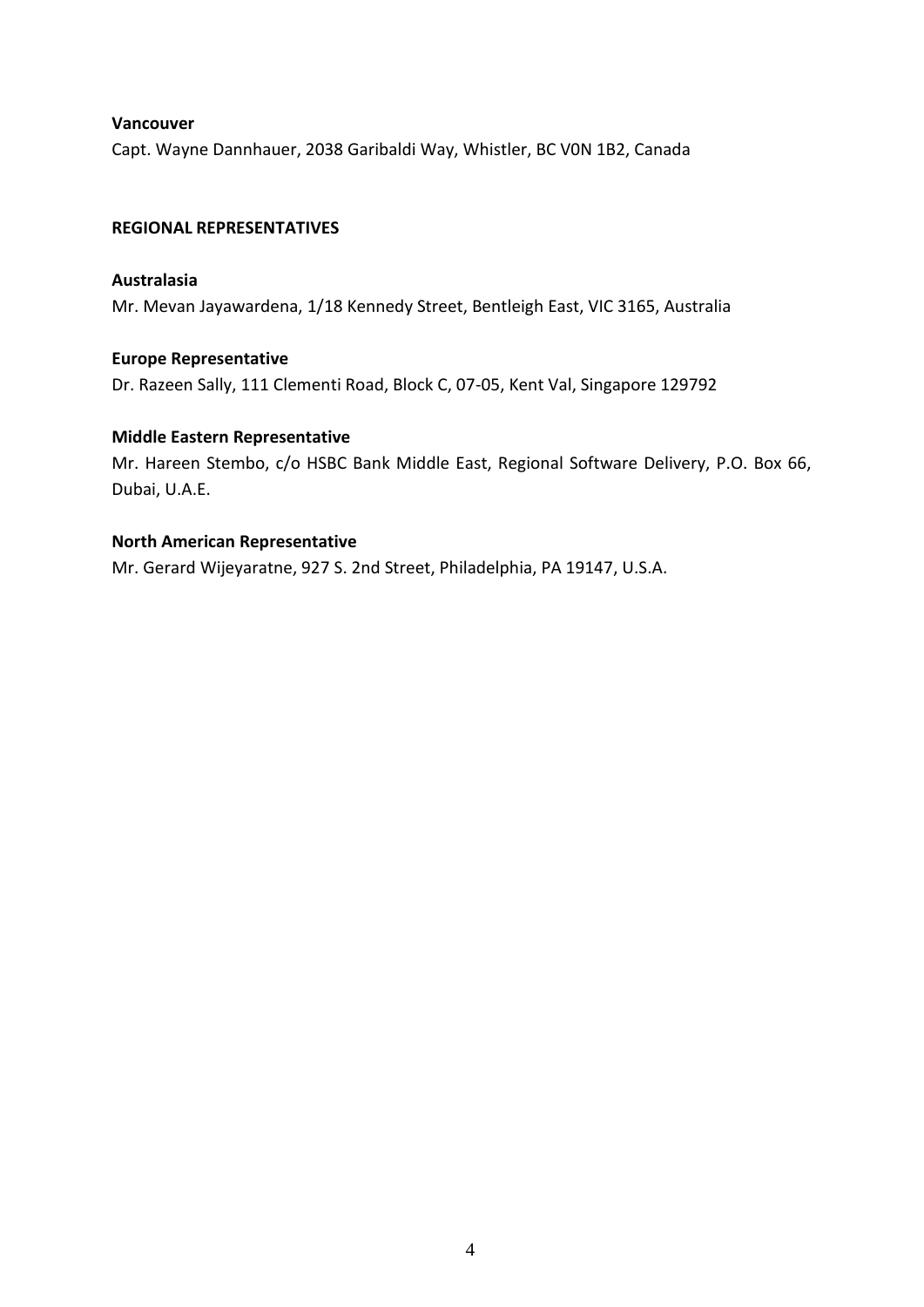**Vancouver**

Capt. Wayne Dannhauer, 2038 Garibaldi Way, Whistler, BC V0N 1B2, Canada

**REGIONAL REPRESENTATIVES**

**Australasia**

Mr. Mevan Jayawardena, 1/18 Kennedy Street, Bentleigh East, VIC 3165, Australia

**Europe Representative**

Dr. Razeen Sally, 111 Clementi Road, Block C, 07-05, Kent Val, Singapore 129792

**Middle Eastern Representative**

Mr. Hareen Stembo, c/o HSBC Bank Middle East, Regional Software Delivery, P.O. Box 66, Dubai, U.A.E.

**North American Representative**

Mr. Gerard Wijeyaratne, 927 S. 2nd Street, Philadelphia, PA 19147, U.S.A.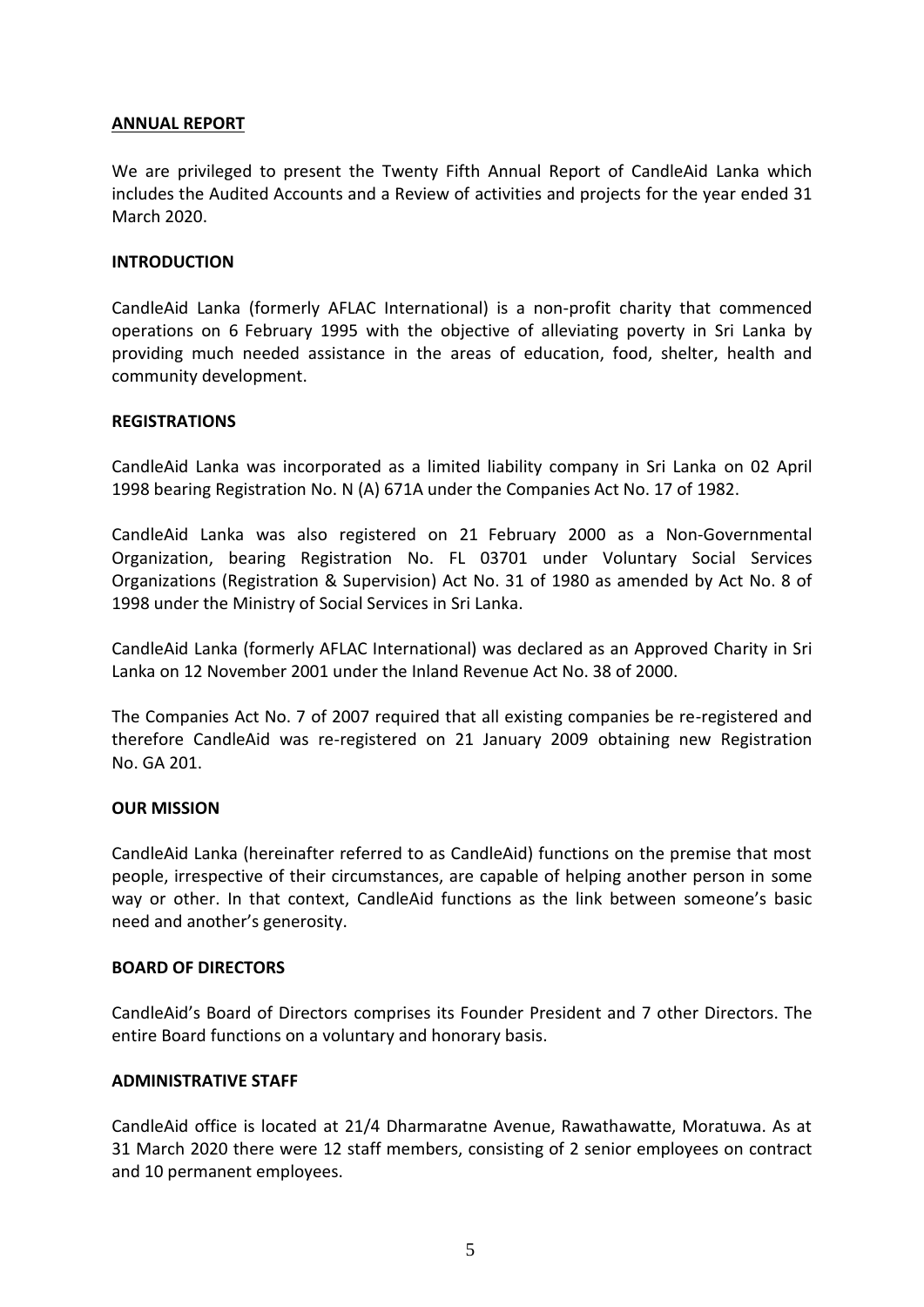## ANNUAL REPORT

We are privileged to present the Twenty Fifth Annual Report of CandleAid Lanka which includes the Audited Accounts and a Review of activities and projects for the year ended 31 March 2020.

### INTRODUCTION

CandleAid Lanka (formerly AFLAC International) is a non-profit charity that commenced operations on 6 February 1995 with the objective of alleviating poverty in Sri Lanka by providing much needed assistance in the areas of education, food, shelter, health and community development.

### REGISTRATIONS

CandleAid Lanka was incorporated as a limited liability company in Sri Lanka on 02 April 1998 bearing Registration No. N (A) 671A under the Companies Act No. 17 of 1982.

CandleAid Lanka was also registered on 21 February 2000 as a Non-Governmental Organization, bearing Registration No. FL 03701 under Voluntary Social Services Organizations (Registration & Supervision) Act No. 31 of 1980 as amended by Act No. 8 of 1998 under the Ministry of Social Services in Sri Lanka.

CandleAid Lanka (formerly AFLAC International) was declared as an Approved Charity in Sri Lanka on 12 November 2001 under the Inland Revenue Act No. 38 of 2000.

The Companies Act No. 7 of 2007 required that all existing companies be re-registered and therefore CandleAid was re-registered on 21 January 2009 obtaining new Registration No. GA 201.

### OUR MISSION

CandleAid Lanka (hereinafter referred to as CandleAid) functions on the premise that most people, irrespective of their circumstances, are capable of helping another person in some way or other. In that context, CandleAid functions as the link between someone's basic need and another's generosity.

### BOARD OF DIRECTORS

CandleAid's Board of Directors comprises its Founder President and 7 other Directors. The entire Board functions on a voluntary and honorary basis.

### ADMINISTRATIVE STAFF

CandleAid office is located at 21/4 Dharmaratne Avenue, Rawathawatte, Moratuwa. As at 31 March 2020 there were 12 staff members, consisting of 2 senior employees on contract and 10 permanent employees.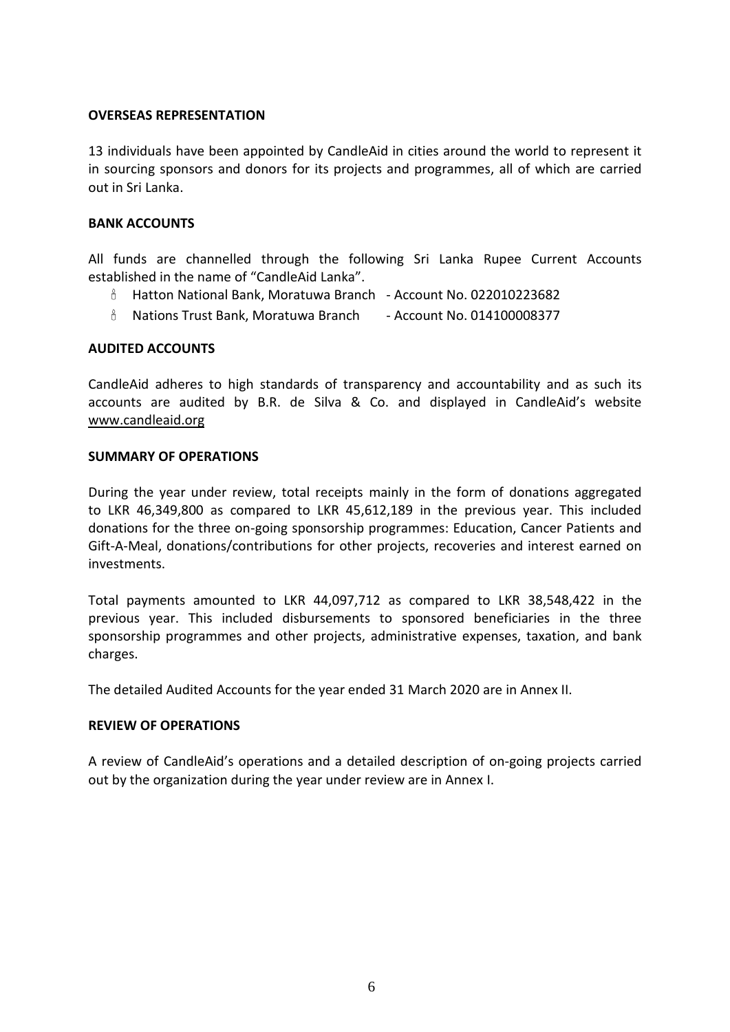## OVERSEAS REPRESENTATION

13 individuals have been appointed by CandleAid in cities around the world to represent it in sourcing sponsors and donors for its projects and programmes, all of which are carried out in Sri Lanka.

## BANK ACCOUNTS

All funds are channelled through the following Sri Lanka Rupee Current Accounts established in the name of "CandleAid Lanka".

- Hatton National Bank, Moratuwa Branch - Account No. 022010223682
- Nations Trust Bank, Moratuwa Branch - Account No. 014100008377

## AUDITED ACCOUNTS

CandleAid adheres to high standards of transparency and accountability and as such its accounts are audited by B.R. de Silva & Co. and displayed in CandleAid's website www.candleaid.org

## SUMMARY OF OPERATIONS

During the year under review, total receipts mainly in the form of donations aggregated to LKR 46,349,800 as compared to LKR 45,612,189 in the previous year. This included donations for the three on-going sponsorship programmes: Education, Cancer Patients and Gift-A-Meal, donations/contributions for other projects, recoveries and interest earned on investments.

Total payments amounted to LKR 44,097,712 as compared to LKR 38,548,422 in the previous year. This included disbursements to sponsored beneficiaries in the three sponsorship programmes and other projects, administrative expenses, taxation, and bank charges.

The detailed Audited Accounts for the year ended 31 March 2020 are in Annex II.

## REVIEW OF OPERATIONS

A review of CandleAid's operations and a detailed description of on-going projects carried out by the organization during the year under review are in Annex I.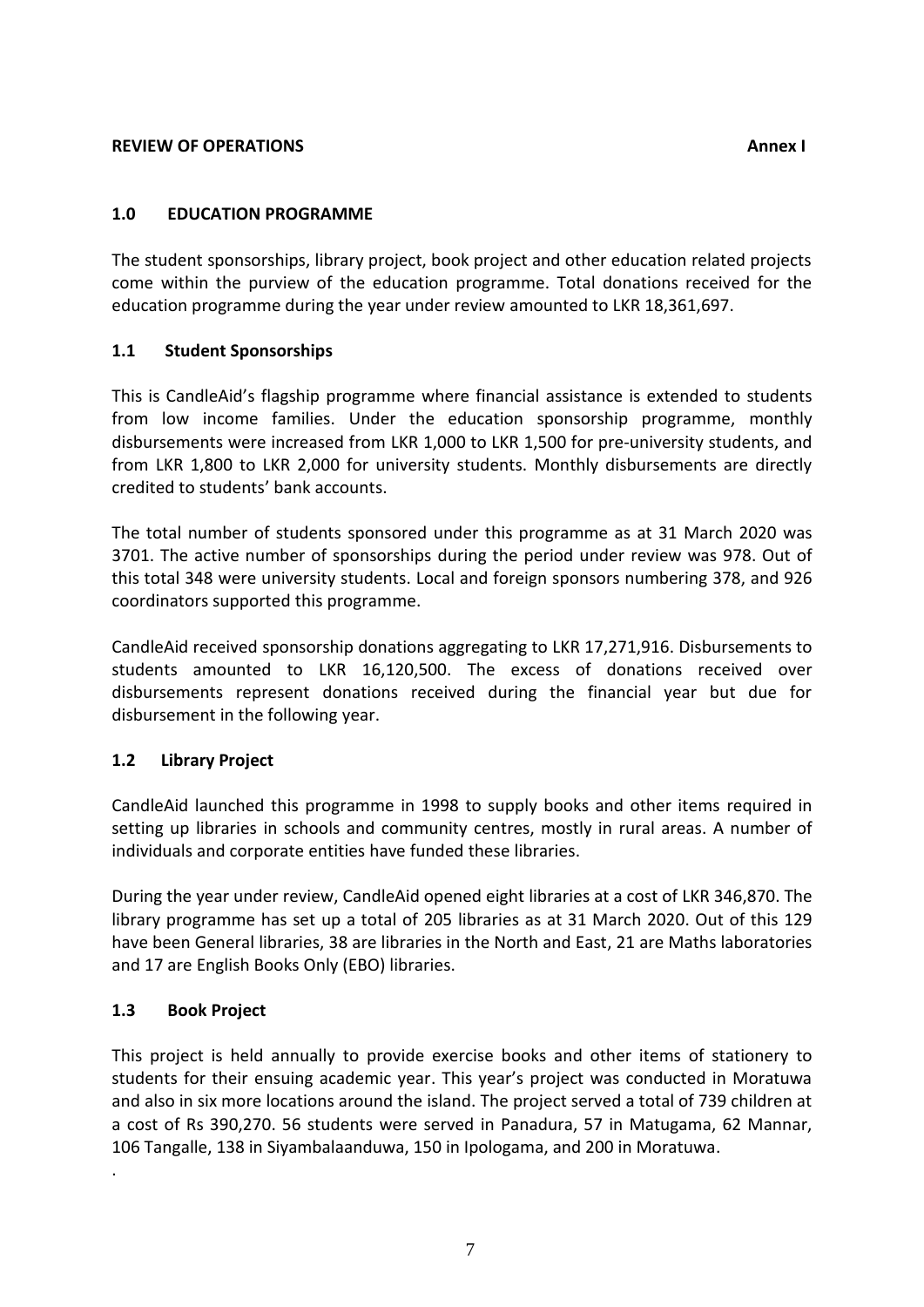**REVIEW OF OPERATIONS** **Annex I**

## 1.0 EDUCATION PROGRAMME

The student sponsorships, library project, book project and other education related projects come within the purview of the education programme. Total donations received for the education programme during the year under review amounted to LKR 18,361,697.

### 1.1 Student Sponsorships

This is CandleAid's flagship programme where financial assistance is extended to students from low income families. Under the education sponsorship programme, monthly disbursements were increased from LKR 1,000 to LKR 1,500 for pre-university students, and from LKR 1,800 to LKR 2,000 for university students. Monthly disbursements are directly credited to students' bank accounts.

The total number of students sponsored under this programme as at 31 March 2020 was 3701. The active number of sponsorships during the period under review was 978. Out of this total 348 were university students. Local and foreign sponsors numbering 378, and 926 coordinators supported this programme.

CandleAid received sponsorship donations aggregating to LKR 17,271,916. Disbursements to students amounted to LKR 16,120,500. The excess of donations received over disbursements represent donations received during the financial year but due for disbursement in the following year.

### 1.2 Library Project

CandleAid launched this programme in 1998 to supply books and other items required in setting up libraries in schools and community centres, mostly in rural areas. A number of individuals and corporate entities have funded these libraries.

During the year under review, CandleAid opened eight libraries at a cost of LKR 346,870. The library programme has set up a total of 205 libraries as at 31 March 2020. Out of this 129 have been General libraries, 38 are libraries in the North and East, 21 are Maths laboratories and 17 are English Books Only (EBO) libraries.

### 1.3 Book Project

This project is held annually to provide exercise books and other items of stationery to students for their ensuing academic year. This year's project was conducted in Moratuwa and also in six more locations around the island. The project served a total of 739 children at a cost of Rs 390,270. 56 students were served in Panadura, 57 in Matugama, 62 Mannar, 106 Tangalle, 138 in Siyambalaanduwa, 150 in Ipologama, and 200 in Moratuwa.

.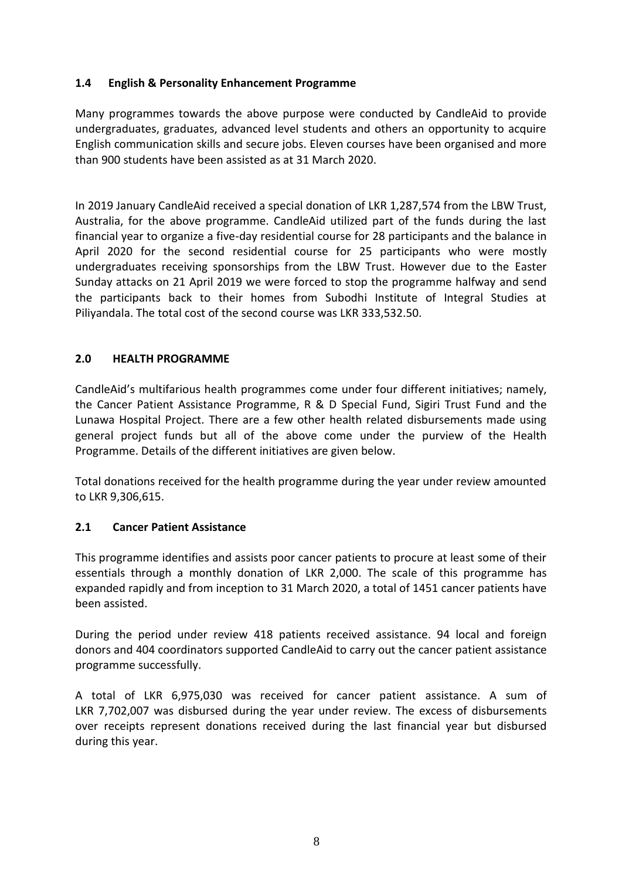### 1.4 English & Personality Enhancement Programme

Many programmes towards the above purpose were conducted by CandleAid to provide undergraduates, graduates, advanced level students and others an opportunity to acquire English communication skills and secure jobs. Eleven courses have been organised and more than 900 students have been assisted as at 31 March 2020.

In 2019 January CandleAid received a special donation of LKR 1,287,574 from the LBW Trust, Australia, for the above programme. CandleAid utilized part of the funds during the last financial year to organize a five-day residential course for 28 participants and the balance in April 2020 for the second residential course for 25 participants who were mostly undergraduates receiving sponsorships from the LBW Trust. However due to the Easter Sunday attacks on 21 April 2019 we were forced to stop the programme halfway and send the participants back to their homes from Subodhi Institute of Integral Studies at Piliyandala. The total cost of the second course was LKR 333,532.50.

## 2.0 HEALTH PROGRAMME

CandleAid's multifarious health programmes come under four different initiatives; namely, the Cancer Patient Assistance Programme, R & D Special Fund, Sigiri Trust Fund and the Lunawa Hospital Project. There are a few other health related disbursements made using general project funds but all of the above come under the purview of the Health Programme. Details of the different initiatives are given below.

Total donations received for the health programme during the year under review amounted to LKR 9,306,615.

### 2.1 Cancer Patient Assistance

This programme identifies and assists poor cancer patients to procure at least some of their essentials through a monthly donation of LKR 2,000. The scale of this programme has expanded rapidly and from inception to 31 March 2020, a total of 1451 cancer patients have been assisted.

During the period under review 418 patients received assistance. 94 local and foreign donors and 404 coordinators supported CandleAid to carry out the cancer patient assistance programme successfully.

A total of LKR 6,975,030 was received for cancer patient assistance. A sum of LKR 7,702,007 was disbursed during the year under review. The excess of disbursements over receipts represent donations received during the last financial year but disbursed during this year.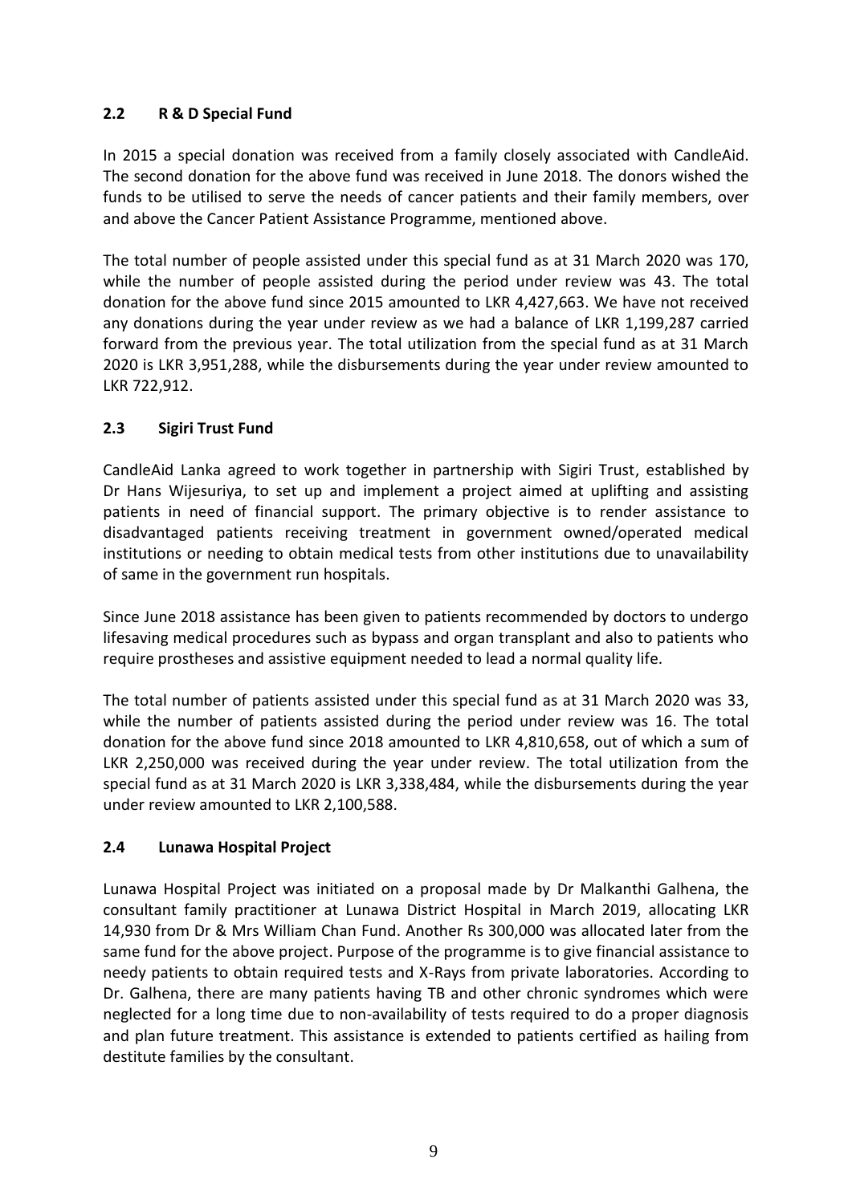## 2.2 R & D Special Fund

In 2015 a special donation was received from a family closely associated with CandleAid. The second donation for the above fund was received in June 2018. The donors wished the funds to be utilised to serve the needs of cancer patients and their family members, over and above the Cancer Patient Assistance Programme, mentioned above.

The total number of people assisted under this special fund as at 31 March 2020 was 170, while the number of people assisted during the period under review was 43. The total donation for the above fund since 2015 amounted to LKR 4,427,663. We have not received any donations during the year under review as we had a balance of LKR 1,199,287 carried forward from the previous year. The total utilization from the special fund as at 31 March 2020 is LKR 3,951,288, while the disbursements during the year under review amounted to LKR 722,912.

## 2.3 Sigiri Trust Fund

CandleAid Lanka agreed to work together in partnership with Sigiri Trust, established by Dr Hans Wijesuriya, to set up and implement a project aimed at uplifting and assisting patients in need of financial support. The primary objective is to render assistance to disadvantaged patients receiving treatment in government owned/operated medical institutions or needing to obtain medical tests from other institutions due to unavailability of same in the government run hospitals.

Since June 2018 assistance has been given to patients recommended by doctors to undergo lifesaving medical procedures such as bypass and organ transplant and also to patients who require prostheses and assistive equipment needed to lead a normal quality life.

The total number of patients assisted under this special fund as at 31 March 2020 was 33, while the number of patients assisted during the period under review was 16. The total donation for the above fund since 2018 amounted to LKR 4,810,658, out of which a sum of LKR 2,250,000 was received during the year under review. The total utilization from the special fund as at 31 March 2020 is LKR 3,338,484, while the disbursements during the year under review amounted to LKR 2,100,588.

## 2.4 Lunawa Hospital Project

Lunawa Hospital Project was initiated on a proposal made by Dr Malkanthi Galhena, the consultant family practitioner at Lunawa District Hospital in March 2019, allocating LKR 14,930 from Dr & Mrs William Chan Fund. Another Rs 300,000 was allocated later from the same fund for the above project. Purpose of the programme is to give financial assistance to needy patients to obtain required tests and X-Rays from private laboratories. According to Dr. Galhena, there are many patients having TB and other chronic syndromes which were neglected for a long time due to non-availability of tests required to do a proper diagnosis and plan future treatment. This assistance is extended to patients certified as hailing from destitute families by the consultant.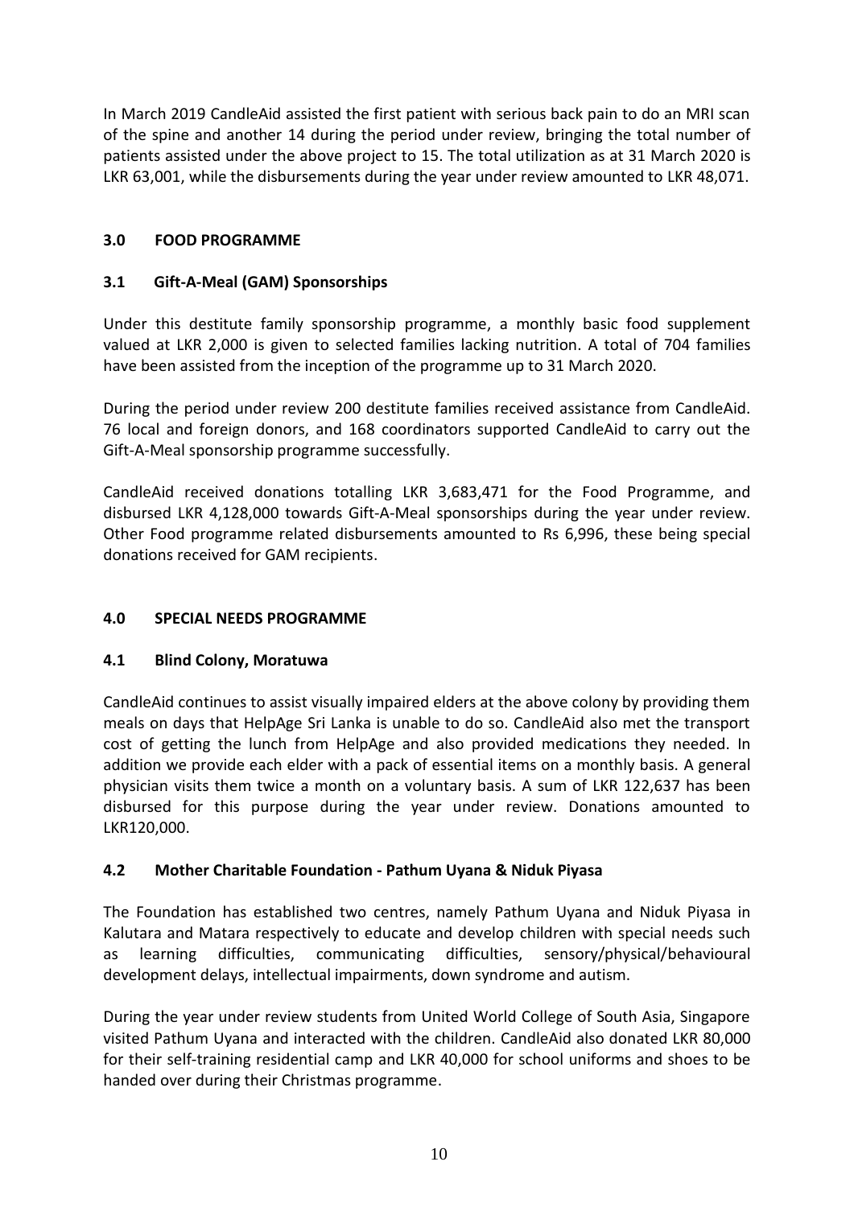In March 2019 CandleAid assisted the first patient with serious back pain to do an MRI scan of the spine and another 14 during the period under review, bringing the total number of patients assisted under the above project to 15. The total utilization as at 31 March 2020 is LKR 63,001, while the disbursements during the year under review amounted to LKR 48,071.

## 3.0 FOOD PROGRAMME

### 3.1 Gift-A-Meal (GAM) Sponsorships

Under this destitute family sponsorship programme, a monthly basic food supplement valued at LKR 2,000 is given to selected families lacking nutrition. A total of 704 families have been assisted from the inception of the programme up to 31 March 2020.

During the period under review 200 destitute families received assistance from CandleAid. 76 local and foreign donors, and 168 coordinators supported CandleAid to carry out the Gift-A-Meal sponsorship programme successfully.

CandleAid received donations totalling LKR 3,683,471 for the Food Programme, and disbursed LKR 4,128,000 towards Gift-A-Meal sponsorships during the year under review. Other Food programme related disbursements amounted to Rs 6,996, these being special donations received for GAM recipients.

## 4.0 SPECIAL NEEDS PROGRAMME

### 4.1 Blind Colony, Moratuwa

CandleAid continues to assist visually impaired elders at the above colony by providing them meals on days that HelpAge Sri Lanka is unable to do so. CandleAid also met the transport cost of getting the lunch from HelpAge and also provided medications they needed. In addition we provide each elder with a pack of essential items on a monthly basis. A general physician visits them twice a month on a voluntary basis. A sum of LKR 122,637 has been disbursed for this purpose during the year under review. Donations amounted to LKR120,000.

### 4.2 Mother Charitable Foundation - Pathum Uyana & Niduk Piyasa

The Foundation has established two centres, namely Pathum Uyana and Niduk Piyasa in Kalutara and Matara respectively to educate and develop children with special needs such as learning difficulties, communicating difficulties, sensory/physical/behavioural development delays, intellectual impairments, down syndrome and autism.

During the year under review students from United World College of South Asia, Singapore visited Pathum Uyana and interacted with the children. CandleAid also donated LKR 80,000 for their self-training residential camp and LKR 40,000 for school uniforms and shoes to be handed over during their Christmas programme.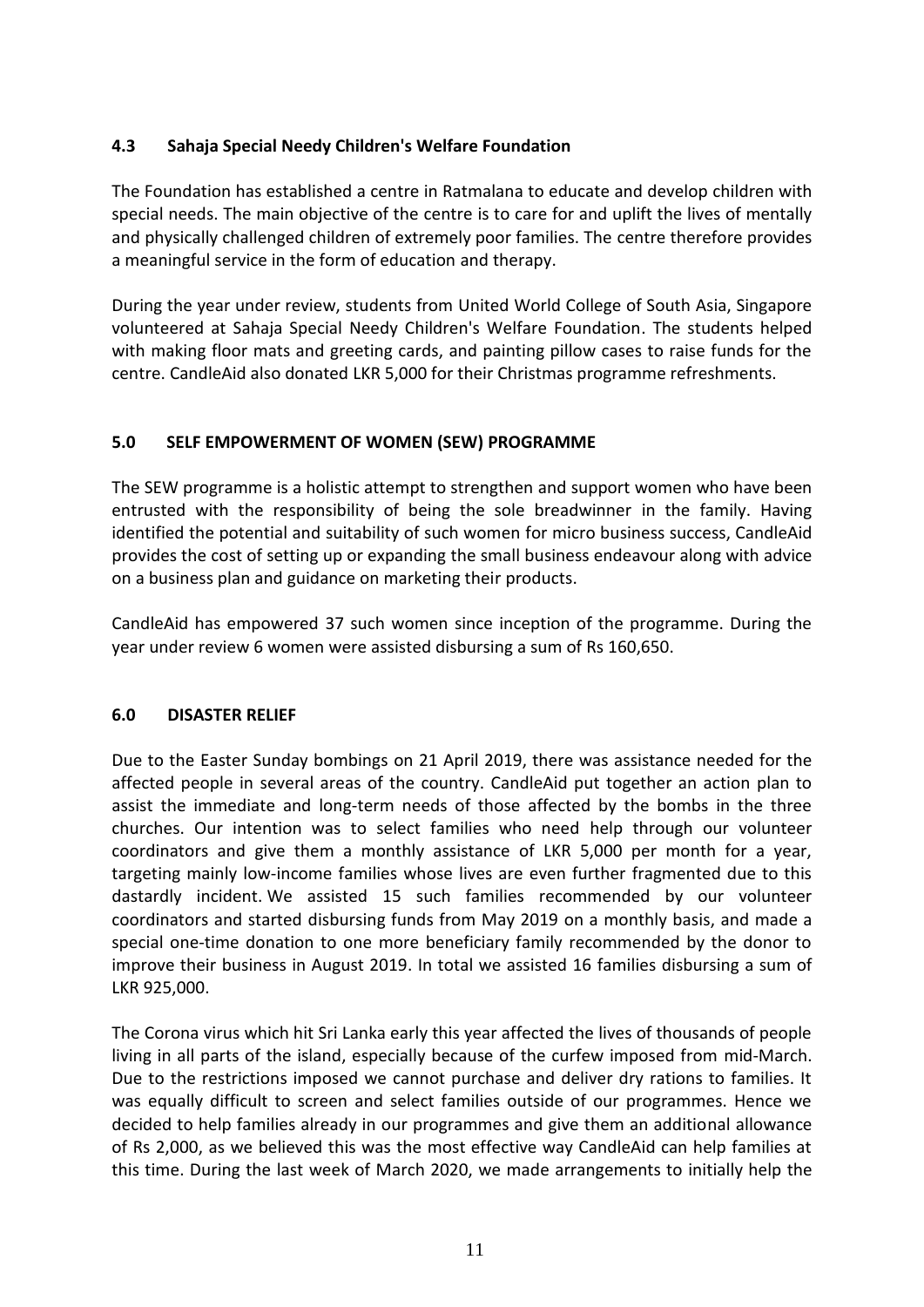### 4.3 Sahaja Special Needy Children's Welfare Foundation

The Foundation has established a centre in Ratmalana to educate and develop children with special needs. The main objective of the centre is to care for and uplift the lives of mentally and physically challenged children of extremely poor families. The centre therefore provides a meaningful service in the form of education and therapy.

During the year under review, students from United World College of South Asia, Singapore volunteered at Sahaja Special Needy Children's Welfare Foundation. The students helped with making floor mats and greeting cards, and painting pillow cases to raise funds for the centre. CandleAid also donated LKR 5,000 for their Christmas programme refreshments.

## 5.0 SELF EMPOWERMENT OF WOMEN (SEW) PROGRAMME

The SEW programme is a holistic attempt to strengthen and support women who have been entrusted with the responsibility of being the sole breadwinner in the family. Having identified the potential and suitability of such women for micro business success, CandleAid provides the cost of setting up or expanding the small business endeavour along with advice on a business plan and guidance on marketing their products.

CandleAid has empowered 37 such women since inception of the programme. During the year under review 6 women were assisted disbursing a sum of Rs 160,650.

## 6.0 DISASTER RELIEF

Due to the Easter Sunday bombings on 21 April 2019, there was assistance needed for the affected people in several areas of the country. CandleAid put together an action plan to assist the immediate and long-term needs of those affected by the bombs in the three churches. Our intention was to select families who need help through our volunteer coordinators and give them a monthly assistance of LKR 5,000 per month for a year, targeting mainly low-income families whose lives are even further fragmented due to this dastardly incident. We assisted 15 such families recommended by our volunteer coordinators and started disbursing funds from May 2019 on a monthly basis, and made a special one-time donation to one more beneficiary family recommended by the donor to improve their business in August 2019. In total we assisted 16 families disbursing a sum of LKR 925,000.

The Corona virus which hit Sri Lanka early this year affected the lives of thousands of people living in all parts of the island, especially because of the curfew imposed from mid-March. Due to the restrictions imposed we cannot purchase and deliver dry rations to families. It was equally difficult to screen and select families outside of our programmes. Hence we decided to help families already in our programmes and give them an additional allowance of Rs 2,000, as we believed this was the most effective way CandleAid can help families at this time. During the last week of March 2020, we made arrangements to initially help the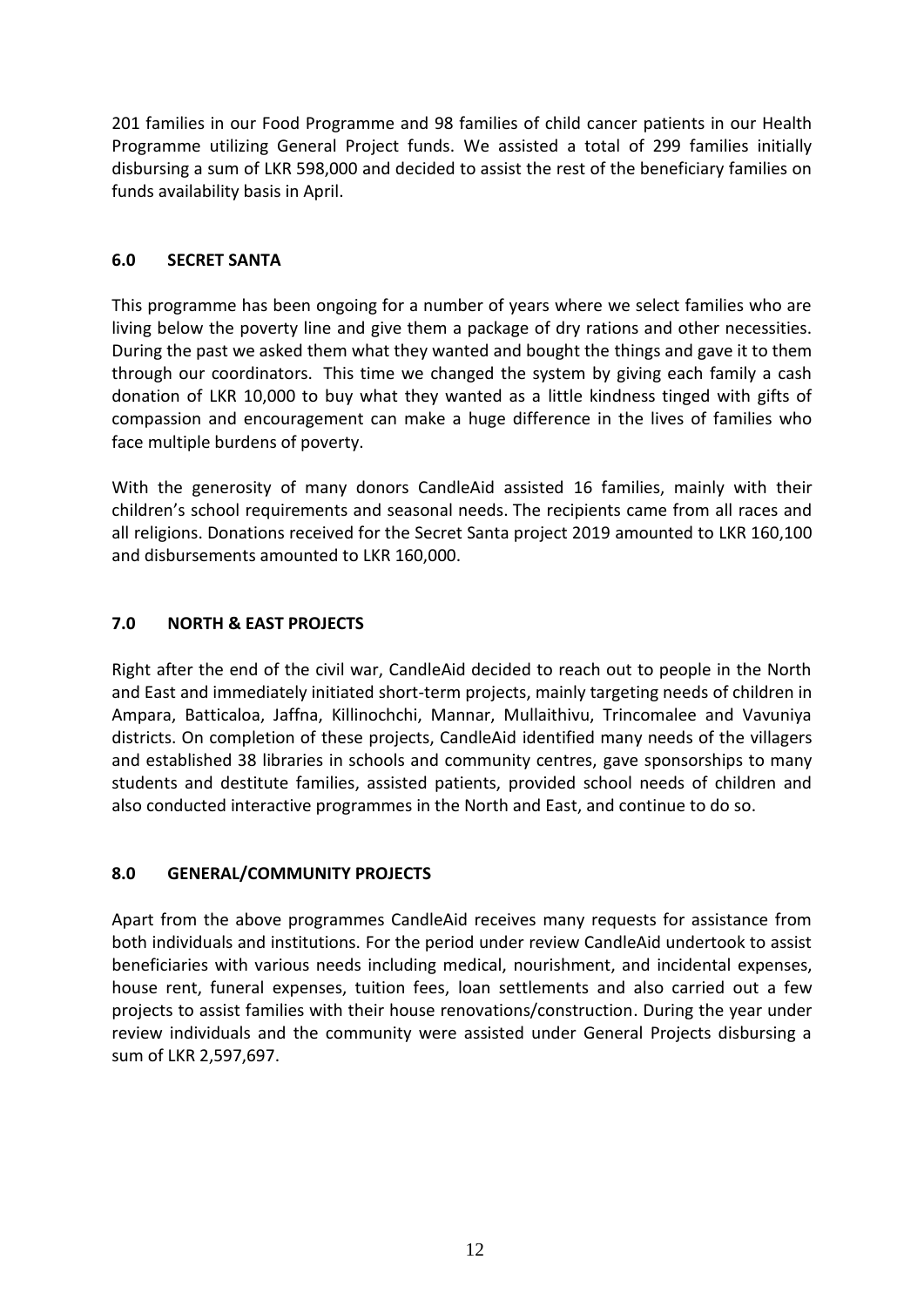201 families in our Food Programme and 98 families of child cancer patients in our Health Programme utilizing General Project funds. We assisted a total of 299 families initially disbursing a sum of LKR 598,000 and decided to assist the rest of the beneficiary families on funds availability basis in April.

## 6.0 SECRET SANTA

This programme has been ongoing for a number of years where we select families who are living below the poverty line and give them a package of dry rations and other necessities. During the past we asked them what they wanted and bought the things and gave it to them through our coordinators. This time we changed the system by giving each family a cash donation of LKR 10,000 to buy what they wanted as a little kindness tinged with gifts of compassion and encouragement can make a huge difference in the lives of families who face multiple burdens of poverty.

With the generosity of many donors CandleAid assisted 16 families, mainly with their children's school requirements and seasonal needs. The recipients came from all races and all religions. Donations received for the Secret Santa project 2019 amounted to LKR 160,100 and disbursements amounted to LKR 160,000.

## 7.0 NORTH & EAST PROJECTS

Right after the end of the civil war, CandleAid decided to reach out to people in the North and East and immediately initiated short-term projects, mainly targeting needs of children in Ampara, Batticaloa, Jaffna, Killinochchi, Mannar, Mullaithivu, Trincomalee and Vavuniya districts. On completion of these projects, CandleAid identified many needs of the villagers and established 38 libraries in schools and community centres, gave sponsorships to many students and destitute families, assisted patients, provided school needs of children and also conducted interactive programmes in the North and East, and continue to do so.

## 8.0 GENERAL/COMMUNITY PROJECTS

Apart from the above programmes CandleAid receives many requests for assistance from both individuals and institutions. For the period under review CandleAid undertook to assist beneficiaries with various needs including medical, nourishment, and incidental expenses, house rent, funeral expenses, tuition fees, loan settlements and also carried out a few projects to assist families with their house renovations/construction. During the year under review individuals and the community were assisted under General Projects disbursing a sum of LKR 2,597,697.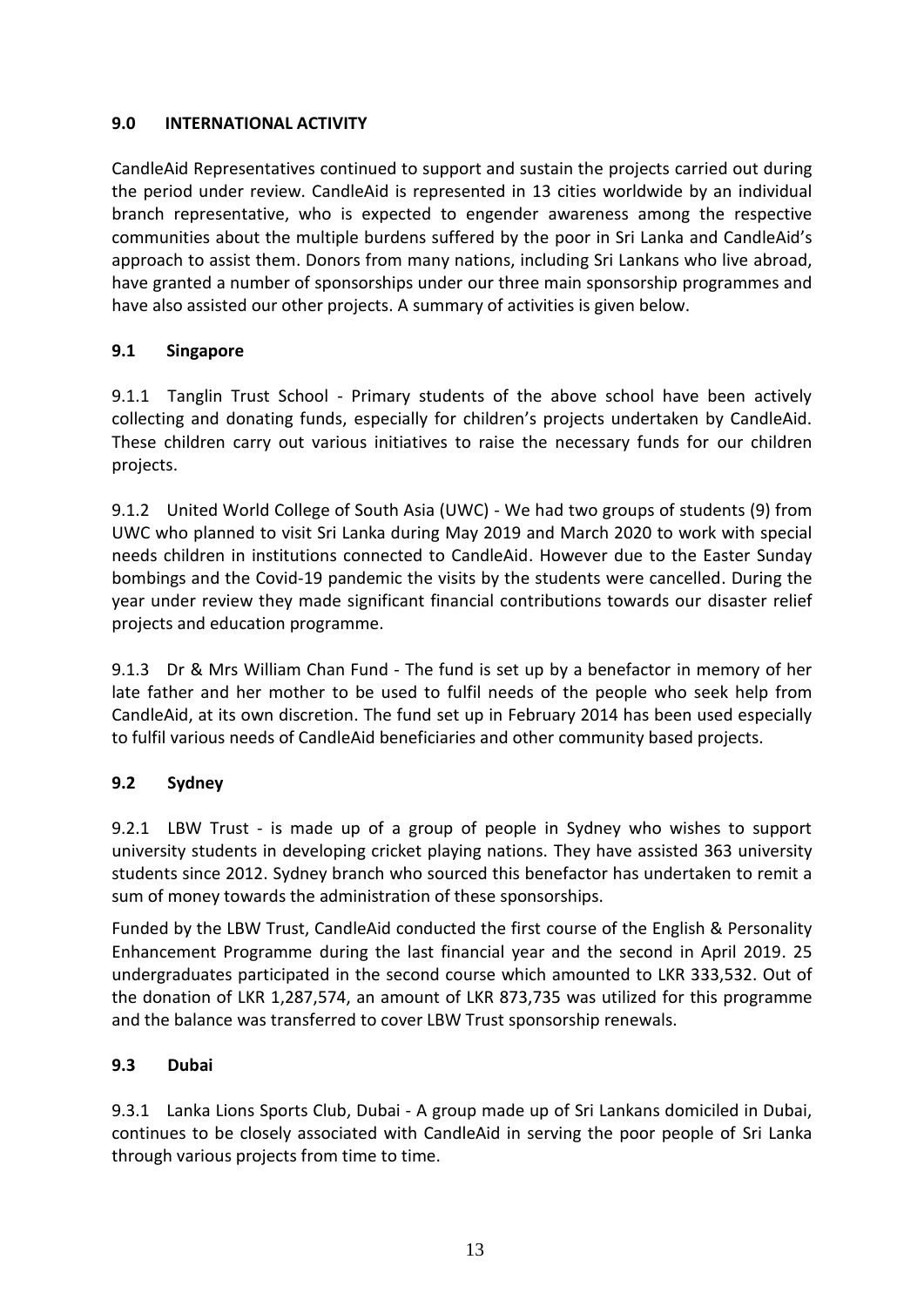## 9.0 INTERNATIONAL ACTIVITY

CandleAid Representatives continued to support and sustain the projects carried out during the period under review. CandleAid is represented in 13 cities worldwide by an individual branch representative, who is expected to engender awareness among the respective communities about the multiple burdens suffered by the poor in Sri Lanka and CandleAid's approach to assist them. Donors from many nations, including Sri Lankans who live abroad, have granted a number of sponsorships under our three main sponsorship programmes and have also assisted our other projects. A summary of activities is given below.

### 9.1 Singapore

9.1.1 Tanglin Trust School - Primary students of the above school have been actively collecting and donating funds, especially for children's projects undertaken by CandleAid. These children carry out various initiatives to raise the necessary funds for our children projects.

9.1.2 United World College of South Asia (UWC) - We had two groups of students (9) from UWC who planned to visit Sri Lanka during May 2019 and March 2020 to work with special needs children in institutions connected to CandleAid. However due to the Easter Sunday bombings and the Covid-19 pandemic the visits by the students were cancelled. During the year under review they made significant financial contributions towards our disaster relief projects and education programme.

9.1.3 Dr & Mrs William Chan Fund - The fund is set up by a benefactor in memory of her late father and her mother to be used to fulfil needs of the people who seek help from CandleAid, at its own discretion. The fund set up in February 2014 has been used especially to fulfil various needs of CandleAid beneficiaries and other community based projects.

### 9.2 Sydney

9.2.1 LBW Trust - is made up of a group of people in Sydney who wishes to support university students in developing cricket playing nations. They have assisted 363 university students since 2012. Sydney branch who sourced this benefactor has undertaken to remit a sum of money towards the administration of these sponsorships.

Funded by the LBW Trust, CandleAid conducted the first course of the English & Personality Enhancement Programme during the last financial year and the second in April 2019. 25 undergraduates participated in the second course which amounted to LKR 333,532. Out of the donation of LKR 1,287,574, an amount of LKR 873,735 was utilized for this programme and the balance was transferred to cover LBW Trust sponsorship renewals.

### 9.3 Dubai

9.3.1 Lanka Lions Sports Club, Dubai - A group made up of Sri Lankans domiciled in Dubai, continues to be closely associated with CandleAid in serving the poor people of Sri Lanka through various projects from time to time.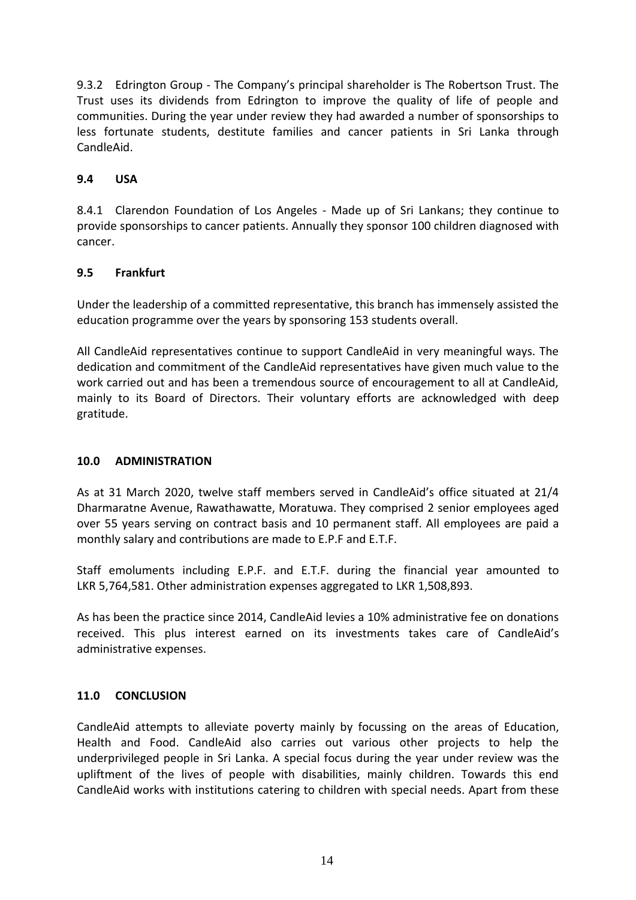9.3.2 Edrington Group - The Company's principal shareholder is The Robertson Trust. The Trust uses its dividends from Edrington to improve the quality of life of people and communities. During the year under review they had awarded a number of sponsorships to less fortunate students, destitute families and cancer patients in Sri Lanka through CandleAid.

### 9.4 USA

8.4.1 Clarendon Foundation of Los Angeles - Made up of Sri Lankans; they continue to provide sponsorships to cancer patients. Annually they sponsor 100 children diagnosed with cancer.

### 9.5 Frankfurt

Under the leadership of a committed representative, this branch has immensely assisted the education programme over the years by sponsoring 153 students overall.

All CandleAid representatives continue to support CandleAid in very meaningful ways. The dedication and commitment of the CandleAid representatives have given much value to the work carried out and has been a tremendous source of encouragement to all at CandleAid, mainly to its Board of Directors. Their voluntary efforts are acknowledged with deep gratitude.

## 10.0 ADMINISTRATION

As at 31 March 2020, twelve staff members served in CandleAid's office situated at 21/4 Dharmaratne Avenue, Rawathawatte, Moratuwa. They comprised 2 senior employees aged over 55 years serving on contract basis and 10 permanent staff. All employees are paid a monthly salary and contributions are made to E.P.F and E.T.F.

Staff emoluments including E.P.F. and E.T.F. during the financial year amounted to LKR 5,764,581. Other administration expenses aggregated to LKR 1,508,893.

As has been the practice since 2014, CandleAid levies a 10% administrative fee on donations received. This plus interest earned on its investments takes care of CandleAid's administrative expenses.

## 11.0 CONCLUSION

CandleAid attempts to alleviate poverty mainly by focussing on the areas of Education, Health and Food. CandleAid also carries out various other projects to help the underprivileged people in Sri Lanka. A special focus during the year under review was the upliftment of the lives of people with disabilities, mainly children. Towards this end CandleAid works with institutions catering to children with special needs. Apart from these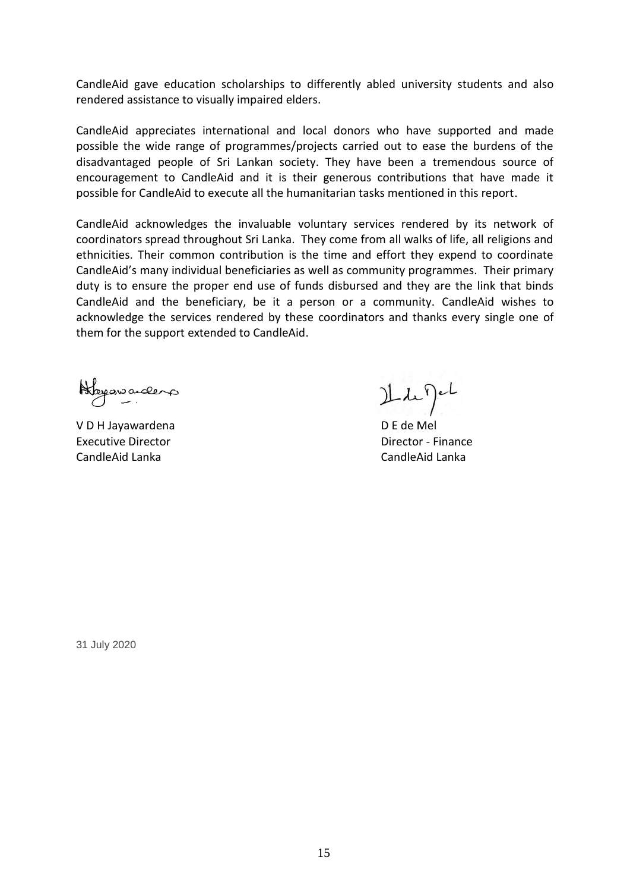CandleAid gave education scholarships to differently abled university students and also rendered assistance to visually impaired elders.

CandleAid appreciates international and local donors who have supported and made possible the wide range of programmes/projects carried out to ease the burdens of the disadvantaged people of Sri Lankan society. They have been a tremendous source of encouragement to CandleAid and it is their generous contributions that have made it possible for CandleAid to execute all the humanitarian tasks mentioned in this report.

CandleAid acknowledges the invaluable voluntary services rendered by its network of coordinators spread throughout Sri Lanka. They come from all walks of life, all religions and ethnicities. Their common contribution is the time and effort they expend to coordinate CandleAid's many individual beneficiaries as well as community programmes. Their primary duty is to ensure the proper end use of funds disbursed and they are the link that binds CandleAid and the beneficiary, be it a person or a community. CandleAid wishes to acknowledge the services rendered by these coordinators and thanks every single one of them for the support extended to CandleAid.

V D H Jayawardena
Executive Director
CandleAid Lanka

D E de Mel
Director - Finance
CandleAid Lanka

31 July 2020